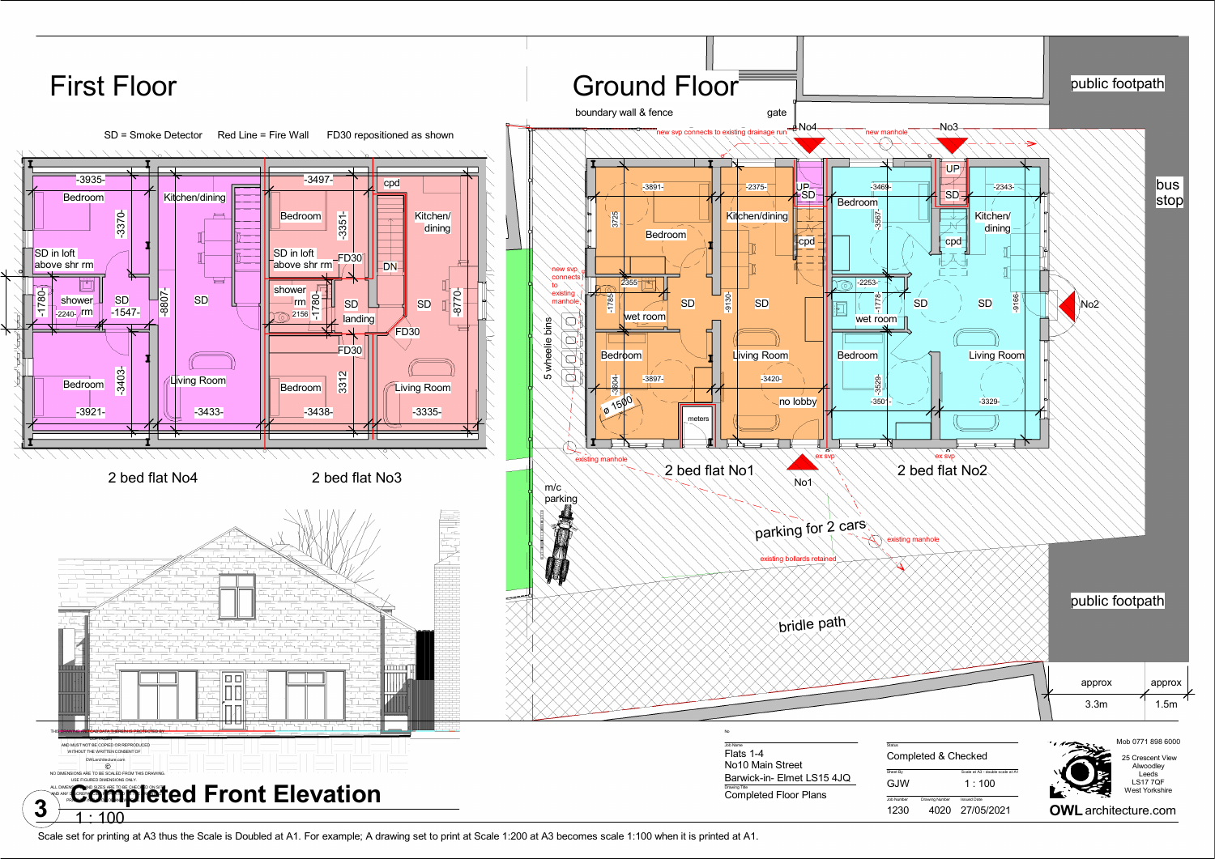# First Floor

SD = Smoke Detector    Red Line = Fire Wall    FD30 repositioned as shown

Bedroom -3935- -3370-
Kitchen/dining
SD in loft above shr rm
shower rm -2240- -1780- SD -1547-
-8807- SD
Bedroom -3403- -3921-
Living Room -3433-

Bedroom -3497- -3351-
SD in loft above shr rm
FD30
shower rm 2156 -1780-
SD landing
FD30
Bedroom 3312 -3438-
cpd
DN
Kitchen/ dining
SD -8770-
FD30
Living Room -3335-

2 bed flat No4    2 bed flat No3

# Ground Floor

boundary wall & fence    gate
No4    new svp connects to existing drainage run    new manhole    No3

Bedroom -3891- 3725
Kitchen/dining -2375-
UP SD
cpd
-2355 -1785 wet room SD
-9130- SD
Bedroom -3604- -3897- ø 1500
Living Room -3420-
meters    no lobby

Bedroom -3469- -3567-
UP SD
Kitchen/ dining -2343-
cpd
-2253- -1778- wet room SD SD -9166-
Bedroom -3529- -3501-
Living Room -3329-

new svp connects to existing manhole
5 wheelie bins
existing manhole    ex svp    ex svp
2 bed flat No1    2 bed flat No2
No1    No2
m/c parking
parking for 2 cars
existing manhole
existing bollards retained
bridle path
public footpath    bus stop    public footpath
approx 3.3m    approx 1.5m

## 3 Completed Front Elevation

1 : 100

THIS DRAWING AND DATA THEREIN IS PROTECTED BY COPYRIGHT AND MUST NOT BE COPIED OR REPRODUCED WITHOUT THE WRITTEN CONSENT OF OWLarchitecture.com ©
NO DIMENSIONS ARE TO BE SCALED FROM THIS DRAWING. USE FIGURED DIMENSIONS ONLY.
ALL DIMENSIONS AND SIZES ARE TO BE CHECKED ON SITE AND ANY DISCREPANCIES ...

| Job Name | Status | |
|---|---|---|
| Flats 1-4<br>No10 Main Street<br>Barwick-in- Elmet LS15 4JQ | Completed & Checked | |
| Drawing Title | Sheet By | Scale at A3 - double scale at A1 |
| Completed Floor Plans | GJW | 1 : 100 |
| Job Number | Drawing Number | Issued Date |
| 1230 | 4020 | 27/05/2021 |

Mob 0771 898 6000
25 Crescent View
Alwoodley
Leeds
LS17 7QF
West Yorkshire

**OWL** architecture.com

Scale set for printing at A3 thus the Scale is Doubled at A1. For example; A drawing set to print at Scale 1:200 at A3 becomes scale 1:100 when it is printed at A1.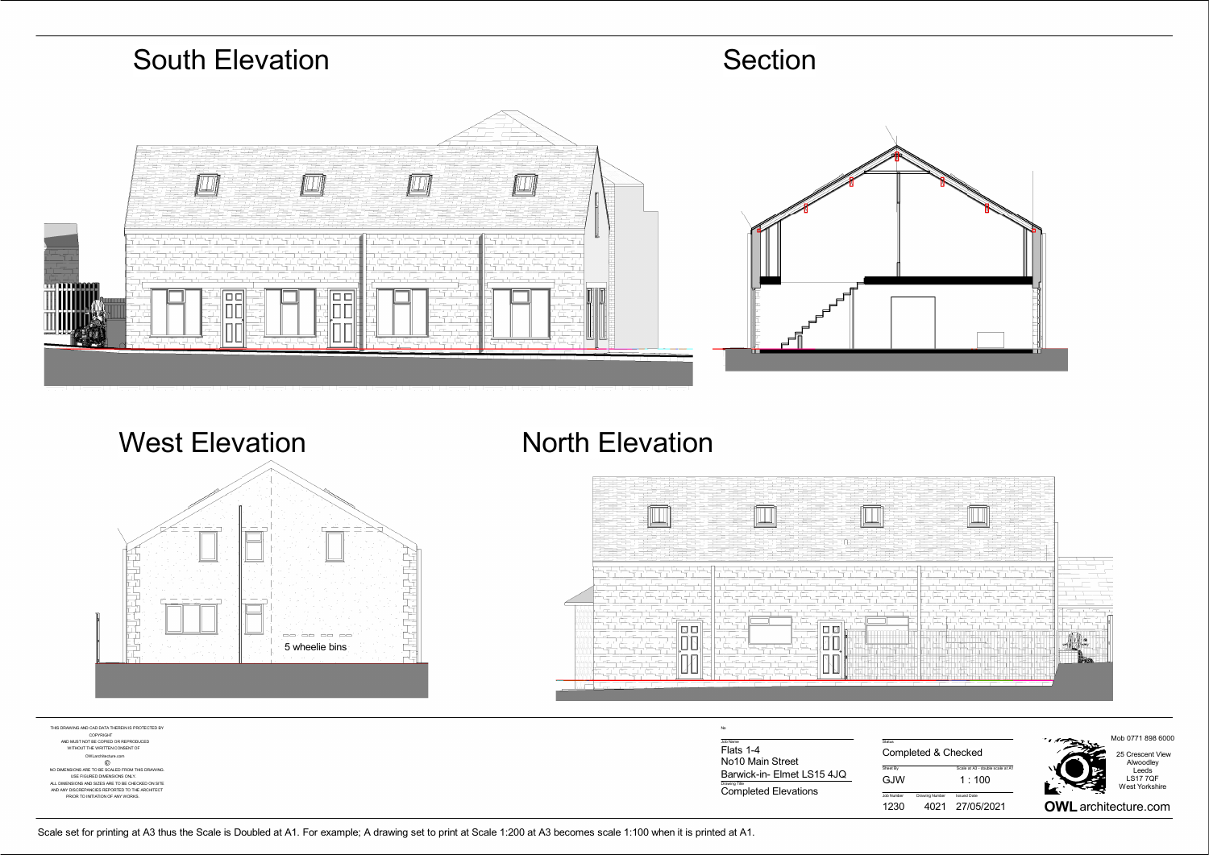## South Elevation

## Section

## West Elevation

5 wheelie bins

## North Elevation

THIS DRAWING AND CAD DATA THEREIN IS PROTECTED BY COPYRIGHT AND MUST NOT BE COPIED OR REPRODUCED WITHOUT THE WRITTEN CONSENT OF OWLarchitecture.com ©

NO DIMENSIONS ARE TO BE SCALED FROM THIS DRAWING. USE FIGURED DIMENSIONS ONLY.
ALL DIMENSIONS AND SIZES ARE TO BE CHECKED ON SITE AND ANY DISCREPANCIES REPORTED TO THE ARCHITECT PRIOR TO INITIATION OF ANY WORKS.

No

Job Name
Flats 1-4
No10 Main Street
Barwick-in- Elmet LS15 4JQ

Drawing Title
Completed Elevations

Status
Completed & Checked

| Sheet By | Scale at A3 - double scale at A1 |
| --- | --- |
| GJW | 1 : 100 |

| Job Number | Drawing Number | Issued Date |
| --- | --- | --- |
| 1230 | 4021 | 27/05/2021 |

Mob 0771 898 6000

25 Crescent View
Alwoodley
Leeds
LS17 7QF
West Yorkshire

**OWL** architecture.com

Scale set for printing at A3 thus the Scale is Doubled at A1. For example; A drawing set to print at Scale 1:200 at A3 becomes scale 1:100 when it is printed at A1.